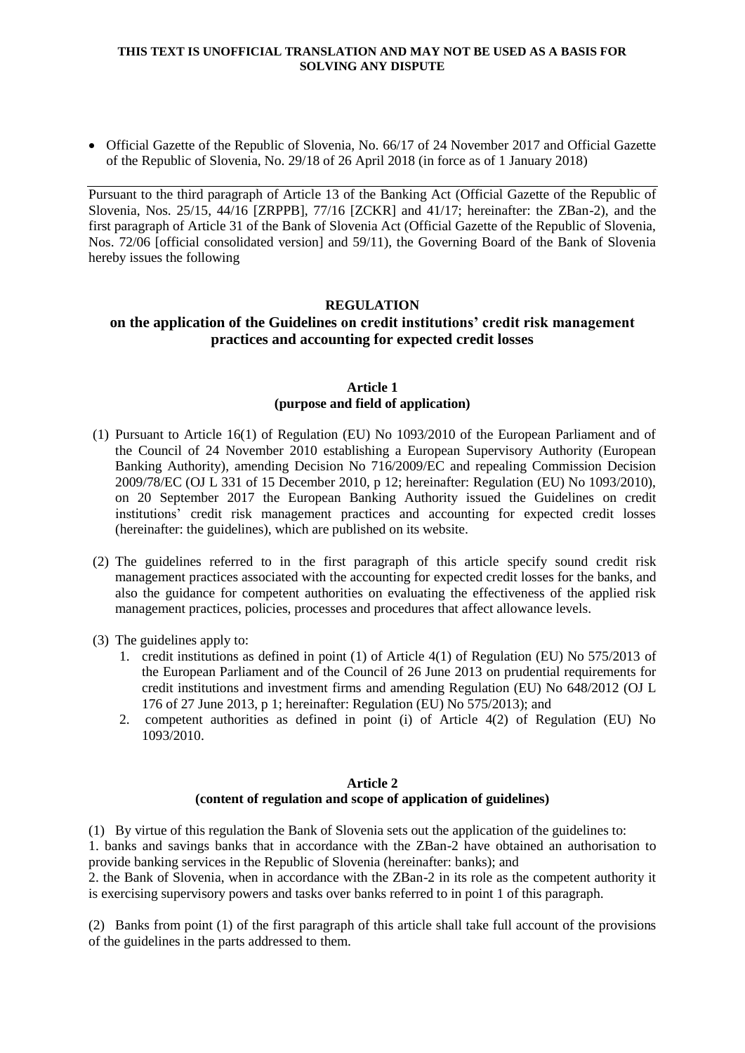**THIS TEXT IS UNOFFICIAL TRANSLATION AND MAY NOT BE USED AS A BASIS FOR SOLVING ANY DISPUTE**

- Official Gazette of the Republic of Slovenia, No. 66/17 of 24 November 2017 and Official Gazette of the Republic of Slovenia, No. 29/18 of 26 April 2018 (in force as of 1 January 2018)

---

Pursuant to the third paragraph of Article 13 of the Banking Act (Official Gazette of the Republic of Slovenia, Nos. 25/15, 44/16 [ZRPPB], 77/16 [ZCKR] and 41/17; hereinafter: the ZBan-2), and the first paragraph of Article 31 of the Bank of Slovenia Act (Official Gazette of the Republic of Slovenia, Nos. 72/06 [official consolidated version] and 59/11), the Governing Board of the Bank of Slovenia hereby issues the following

# REGULATION
## on the application of the Guidelines on credit institutions' credit risk management practices and accounting for expected credit losses

### Article 1
### (purpose and field of application)

(1) Pursuant to Article 16(1) of Regulation (EU) No 1093/2010 of the European Parliament and of the Council of 24 November 2010 establishing a European Supervisory Authority (European Banking Authority), amending Decision No 716/2009/EC and repealing Commission Decision 2009/78/EC (OJ L 331 of 15 December 2010, p 12; hereinafter: Regulation (EU) No 1093/2010), on 20 September 2017 the European Banking Authority issued the Guidelines on credit institutions' credit risk management practices and accounting for expected credit losses (hereinafter: the guidelines), which are published on its website.

(2) The guidelines referred to in the first paragraph of this article specify sound credit risk management practices associated with the accounting for expected credit losses for the banks, and also the guidance for competent authorities on evaluating the effectiveness of the applied risk management practices, policies, processes and procedures that affect allowance levels.

(3) The guidelines apply to:

1. credit institutions as defined in point (1) of Article 4(1) of Regulation (EU) No 575/2013 of the European Parliament and of the Council of 26 June 2013 on prudential requirements for credit institutions and investment firms and amending Regulation (EU) No 648/2012 (OJ L 176 of 27 June 2013, p 1; hereinafter: Regulation (EU) No 575/2013); and
2. competent authorities as defined in point (i) of Article 4(2) of Regulation (EU) No 1093/2010.

### Article 2
### (content of regulation and scope of application of guidelines)

(1) By virtue of this regulation the Bank of Slovenia sets out the application of the guidelines to:
1. banks and savings banks that in accordance with the ZBan-2 have obtained an authorisation to provide banking services in the Republic of Slovenia (hereinafter: banks); and
2. the Bank of Slovenia, when in accordance with the ZBan-2 in its role as the competent authority it is exercising supervisory powers and tasks over banks referred to in point 1 of this paragraph.

(2) Banks from point (1) of the first paragraph of this article shall take full account of the provisions of the guidelines in the parts addressed to them.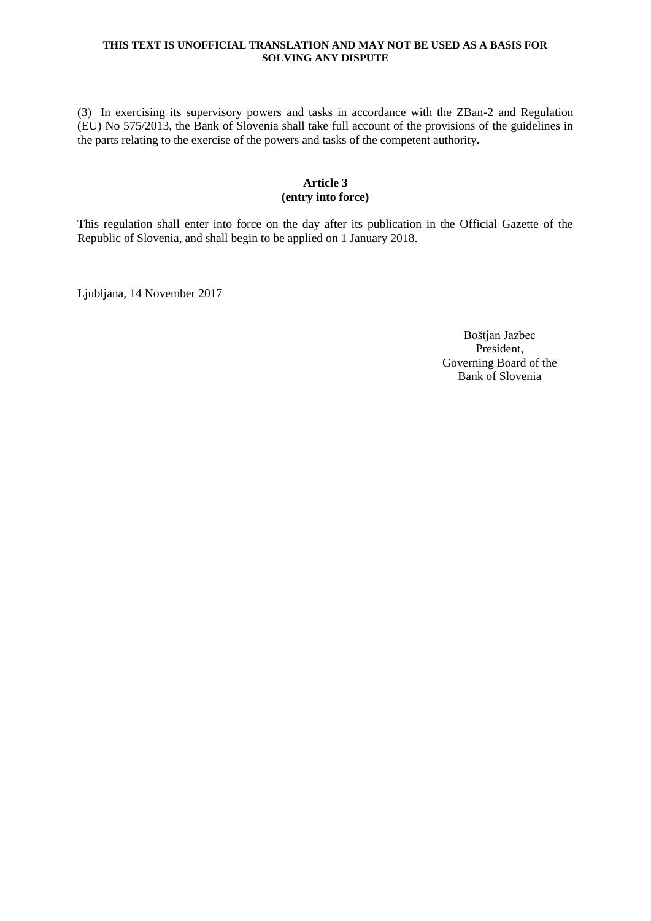(3) In exercising its supervisory powers and tasks in accordance with the ZBan-2 and Regulation (EU) No 575/2013, the Bank of Slovenia shall take full account of the provisions of the guidelines in the parts relating to the exercise of the powers and tasks of the competent authority.

**Article 3**
**(entry into force)**

This regulation shall enter into force on the day after its publication in the Official Gazette of the Republic of Slovenia, and shall begin to be applied on 1 January 2018.

Ljubljana, 14 November 2017

Boštjan Jazbec
President,
Governing Board of the
Bank of Slovenia